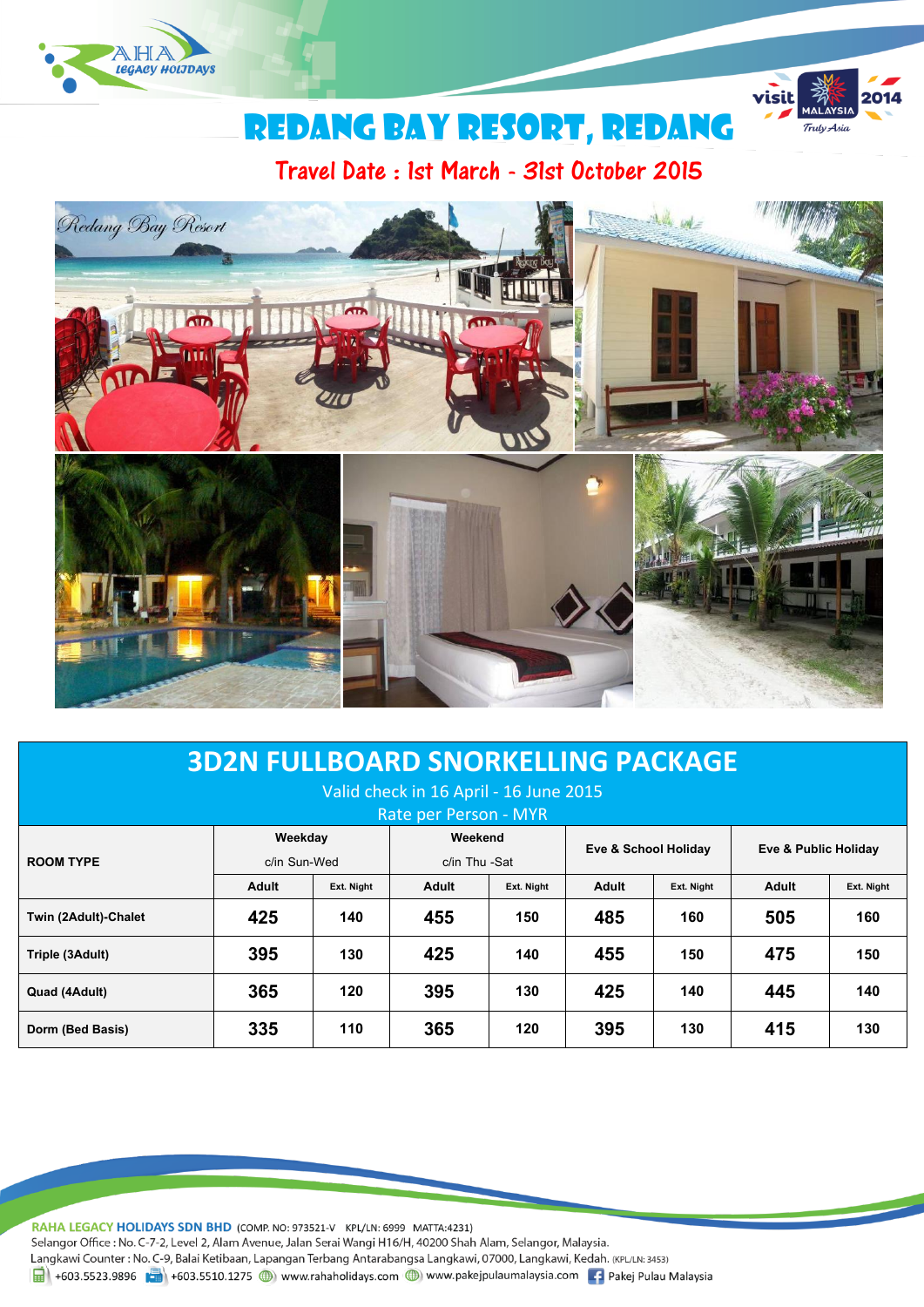# REDANG BAY RESORT, REDANG

## Travel Date : 1st March - 31st October 2015

## 3D2N FULLBOARD SNORKELLING PACKAGE

Valid check in 16 April - 16 June 2015

Rate per Person - MYR

| ROOM TYPE | Weekday c/in Sun-Wed | | Weekend c/in Thu -Sat | | Eve & School Holiday | | Eve & Public Holiday | |
|---|---|---|---|---|---|---|---|---|
| | Adult | Ext. Night | Adult | Ext. Night | Adult | Ext. Night | Adult | Ext. Night |
| Twin (2Adult)-Chalet | 425 | 140 | 455 | 150 | 485 | 160 | 505 | 160 |
| Triple (3Adult) | 395 | 130 | 425 | 140 | 455 | 150 | 475 | 150 |
| Quad (4Adult) | 365 | 120 | 395 | 130 | 425 | 140 | 445 | 140 |
| Dorm (Bed Basis) | 335 | 110 | 365 | 120 | 395 | 130 | 415 | 130 |

**RAHA LEGACY HOLIDAYS SDN BHD** (COMP. NO: 973521-V KPL/LN: 6999 MATTA:4231)
Selangor Office : No. C-7-2, Level 2, Alam Avenue, Jalan Serai Wangi H16/H, 40200 Shah Alam, Selangor, Malaysia.
Langkawi Counter : No. C-9, Balai Ketibaan, Lapangan Terbang Antarabangsa Langkawi, 07000, Langkawi, Kedah. (KPL/LN: 3453)
+603.5523.9896 +603.5510.1275 www.rahaholidays.com www.pakejpulaumalaysia.com Pakej Pulau Malaysia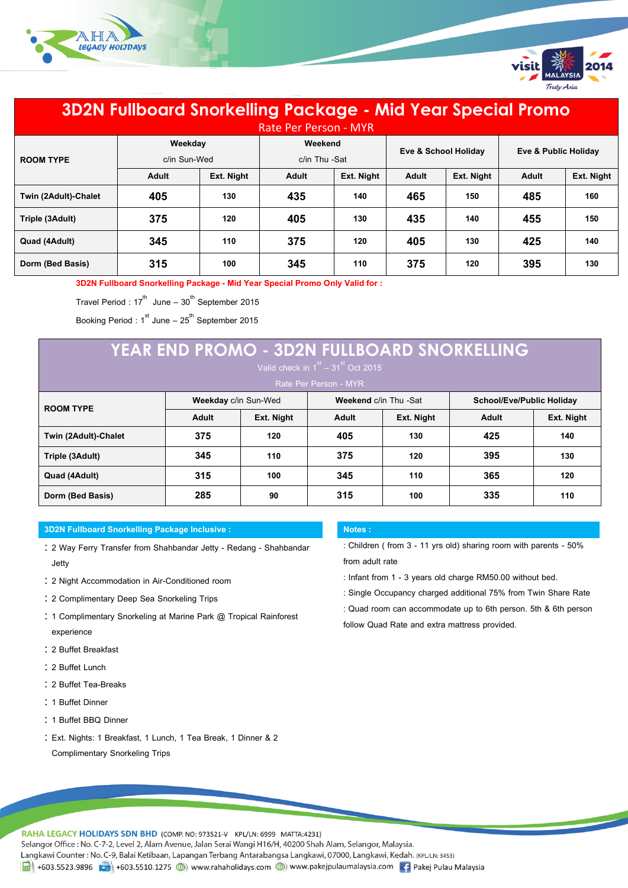# 3D2N Fullboard Snorkelling Package - Mid Year Special Promo

Rate Per Person - MYR

| ROOM TYPE | Weekday c/in Sun-Wed | | Weekend c/in Thu -Sat | | Eve & School Holiday | | Eve & Public Holiday | |
|---|---|---|---|---|---|---|---|---|
| | Adult | Ext. Night | Adult | Ext. Night | Adult | Ext. Night | Adult | Ext. Night |
| Twin (2Adult)-Chalet | 405 | 130 | 435 | 140 | 465 | 150 | 485 | 160 |
| Triple (3Adult) | 375 | 120 | 405 | 130 | 435 | 140 | 455 | 150 |
| Quad (4Adult) | 345 | 110 | 375 | 120 | 405 | 130 | 425 | 140 |
| Dorm (Bed Basis) | 315 | 100 | 345 | 110 | 375 | 120 | 395 | 130 |

**3D2N Fullboard Snorkelling Package - Mid Year Special Promo Only Valid for :**

Travel Period : 17th June – 30th September 2015

Booking Period : 1st June – 25th September 2015

# YEAR END PROMO - 3D2N FULLBOARD SNORKELLING

Valid check in 1st – 31st Oct 2015

Rate Per Person - MYR

| ROOM TYPE | Weekday c/in Sun-Wed | | Weekend c/in Thu -Sat | | School/Eve/Public Holiday | |
|---|---|---|---|---|---|---|
| | Adult | Ext. Night | Adult | Ext. Night | Adult | Ext. Night |
| Twin (2Adult)-Chalet | 375 | 120 | 405 | 130 | 425 | 140 |
| Triple (3Adult) | 345 | 110 | 375 | 120 | 395 | 130 |
| Quad (4Adult) | 315 | 100 | 345 | 110 | 365 | 120 |
| Dorm (Bed Basis) | 285 | 90 | 315 | 100 | 335 | 110 |

**3D2N Fullboard Snorkelling Package Inclusive :**

- 2 Way Ferry Transfer from Shahbandar Jetty - Redang - Shahbandar Jetty
- 2 Night Accommodation in Air-Conditioned room
- 2 Complimentary Deep Sea Snorkeling Trips
- 1 Complimentary Snorkeling at Marine Park @ Tropical Rainforest experience
- 2 Buffet Breakfast
- 2 Buffet Lunch
- 2 Buffet Tea-Breaks
- 1 Buffet Dinner
- 1 Buffet BBQ Dinner
- Ext. Nights: 1 Breakfast, 1 Lunch, 1 Tea Break, 1 Dinner & 2 Complimentary Snorkeling Trips

**Notes :**

: Children ( from 3 - 11 yrs old) sharing room with parents - 50% from adult rate

: Infant from 1 - 3 years old charge RM50.00 without bed.

: Single Occupancy charged additional 75% from Twin Share Rate

: Quad room can accommodate up to 6th person. 5th & 6th person follow Quad Rate and extra mattress provided.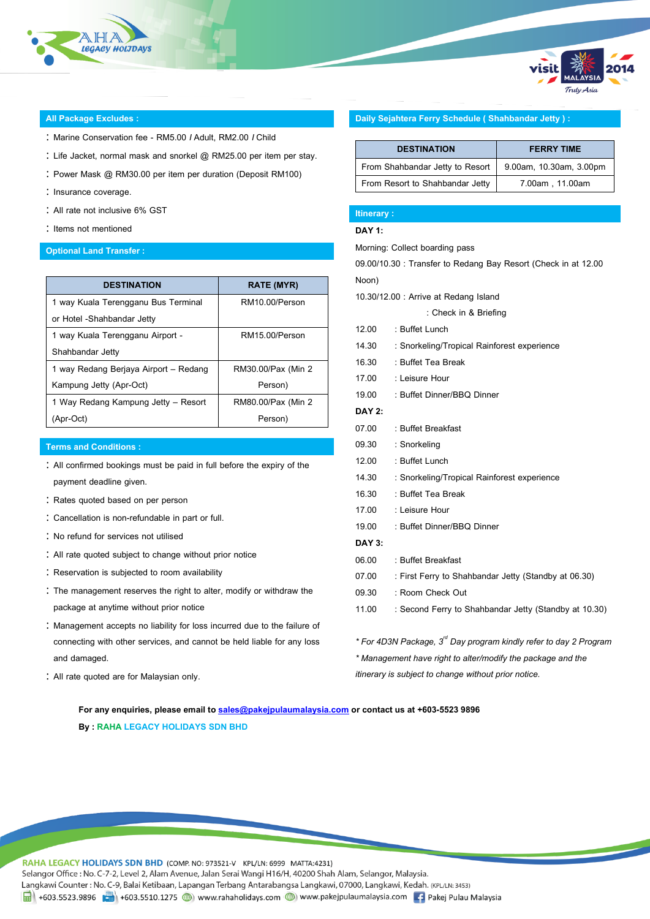## All Package Excludes :

- Marine Conservation fee - RM5.00 / Adult, RM2.00 / Child
- Life Jacket, normal mask and snorkel @ RM25.00 per item per stay.
- Power Mask @ RM30.00 per item per duration (Deposit RM100)
- Insurance coverage.
- All rate not inclusive 6% GST
- Items not mentioned

## Optional Land Transfer :

| DESTINATION | RATE (MYR) |
|---|---|
| 1 way Kuala Terengganu Bus Terminal or Hotel -Shahbandar Jetty | RM10.00/Person |
| 1 way Kuala Terengganu Airport - Shahbandar Jetty | RM15.00/Person |
| 1 way Redang Berjaya Airport – Redang Kampung Jetty (Apr-Oct) | RM30.00/Pax (Min 2 Person) |
| 1 Way Redang Kampung Jetty – Resort (Apr-Oct) | RM80.00/Pax (Min 2 Person) |

## Terms and Conditions :

- All confirmed bookings must be paid in full before the expiry of the payment deadline given.
- Rates quoted based on per person
- Cancellation is non-refundable in part or full.
- No refund for services not utilised
- All rate quoted subject to change without prior notice
- Reservation is subjected to room availability
- The management reserves the right to alter, modify or withdraw the package at anytime without prior notice
- Management accepts no liability for loss incurred due to the failure of connecting with other services, and cannot be held liable for any loss and damaged.
- All rate quoted are for Malaysian only.

## Daily Sejahtera Ferry Schedule ( Shahbandar Jetty ) :

| DESTINATION | FERRY TIME |
|---|---|
| From Shahbandar Jetty to Resort | 9.00am, 10.30am, 3.00pm |
| From Resort to Shahbandar Jetty | 7.00am , 11.00am |

## Itinerary :

**DAY 1:**

Morning: Collect boarding pass

09.00/10.30 : Transfer to Redang Bay Resort (Check in at 12.00 Noon)

10.30/12.00 : Arrive at Redang Island

: Check in & Briefing

12.00 : Buffet Lunch

14.30 : Snorkeling/Tropical Rainforest experience

16.30 : Buffet Tea Break

17.00 : Leisure Hour

19.00 : Buffet Dinner/BBQ Dinner

**DAY 2:**

07.00 : Buffet Breakfast

09.30 : Snorkeling

12.00 : Buffet Lunch

14.30 : Snorkeling/Tropical Rainforest experience

16.30 : Buffet Tea Break

17.00 : Leisure Hour

19.00 : Buffet Dinner/BBQ Dinner

**DAY 3:**

06.00 : Buffet Breakfast

07.00 : First Ferry to Shahbandar Jetty (Standby at 06.30)

09.30 : Room Check Out

11.00 : Second Ferry to Shahbandar Jetty (Standby at 10.30)

*\* For 4D3N Package, 3rd Day program kindly refer to day 2 Program*

*\* Management have right to alter/modify the package and the itinerary is subject to change without prior notice.*

**For any enquiries, please email to sales@pakejpulaumalaysia.com or contact us at +603-5523 9896**

**By : RAHA LEGACY HOLIDAYS SDN BHD**

RAHA LEGACY HOLIDAYS SDN BHD (COMP. NO: 973521-V KPL/LN: 6999 MATTA:4231)
Selangor Office : No. C-7-2, Level 2, Alam Avenue, Jalan Serai Wangi H16/H, 40200 Shah Alam, Selangor, Malaysia.
Langkawi Counter : No. C-9, Balai Ketibaan, Lapangan Terbang Antarabangsa Langkawi, 07000, Langkawi, Kedah. (KPL/LN: 3453)
+603.5523.9896 +603.5510.1275 www.rahaholidays.com www.pakejpulaumalaysia.com Pakej Pulau Malaysia